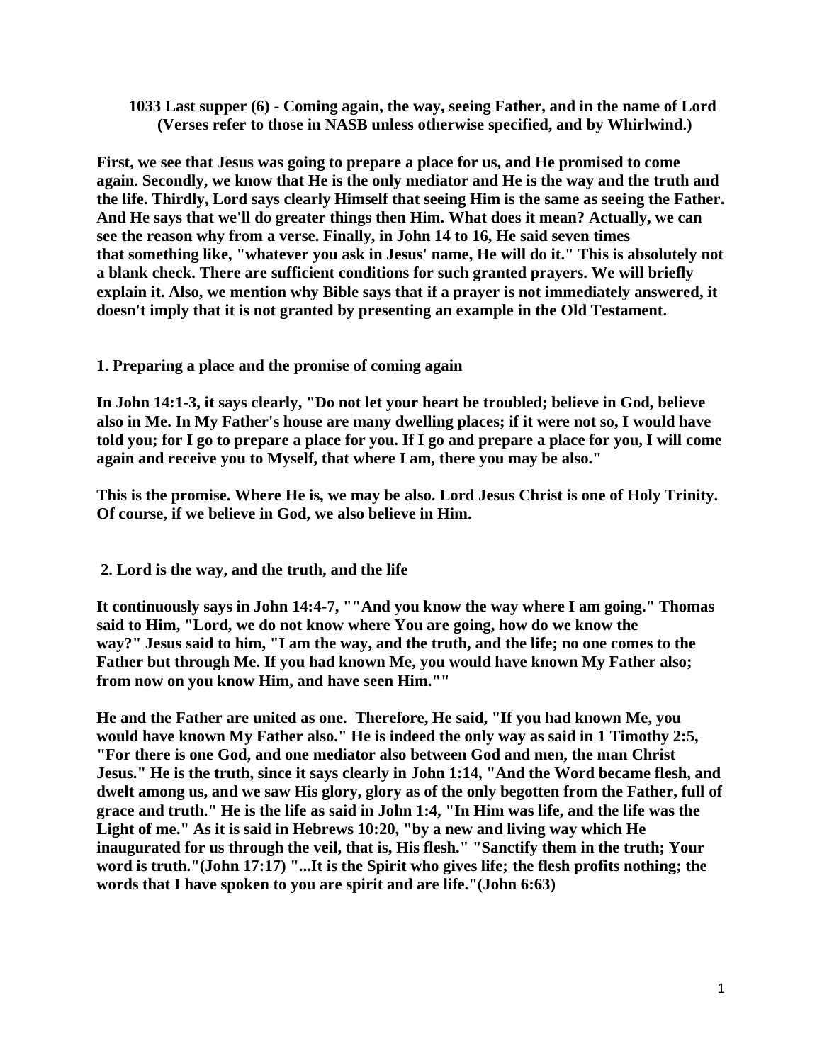**1033 Last supper (6) - Coming again, the way, seeing Father, and in the name of Lord (Verses refer to those in NASB unless otherwise specified, and by Whirlwind.)**

**First, we see that Jesus was going to prepare a place for us, and He promised to come again. Secondly, we know that He is the only mediator and He is the way and the truth and the life. Thirdly, Lord says clearly Himself that seeing Him is the same as seeing the Father. And He says that we'll do greater things then Him. What does it mean? Actually, we can see the reason why from a verse. Finally, in John 14 to 16, He said seven times that something like, "whatever you ask in Jesus' name, He will do it." This is absolutely not a blank check. There are sufficient conditions for such granted prayers. We will briefly explain it. Also, we mention why Bible says that if a prayer is not immediately answered, it doesn't imply that it is not granted by presenting an example in the Old Testament.**

**1. Preparing a place and the promise of coming again**

**In John 14:1-3, it says clearly, "Do not let your heart be troubled; believe in God, believe also in Me. In My Father's house are many dwelling places; if it were not so, I would have told you; for I go to prepare a place for you. If I go and prepare a place for you, I will come again and receive you to Myself, that where I am, there you may be also."**

**This is the promise. Where He is, we may be also. Lord Jesus Christ is one of Holy Trinity. Of course, if we believe in God, we also believe in Him.**

**2. Lord is the way, and the truth, and the life**

**It continuously says in John 14:4-7, ""And you know the way where I am going." Thomas said to Him, "Lord, we do not know where You are going, how do we know the way?" Jesus said to him, "I am the way, and the truth, and the life; no one comes to the Father but through Me. If you had known Me, you would have known My Father also; from now on you know Him, and have seen Him.""**

**He and the Father are united as one. Therefore, He said, "If you had known Me, you would have known My Father also." He is indeed the only way as said in 1 Timothy 2:5, "For there is one God, and one mediator also between God and men, the man Christ Jesus." He is the truth, since it says clearly in John 1:14, "And the Word became flesh, and dwelt among us, and we saw His glory, glory as of the only begotten from the Father, full of grace and truth." He is the life as said in John 1:4, "In Him was life, and the life was the Light of me." As it is said in Hebrews 10:20, "by a new and living way which He inaugurated for us through the veil, that is, His flesh." "Sanctify them in the truth; Your word is truth."(John 17:17) "...It is the Spirit who gives life; the flesh profits nothing; the words that I have spoken to you are spirit and are life."(John 6:63)**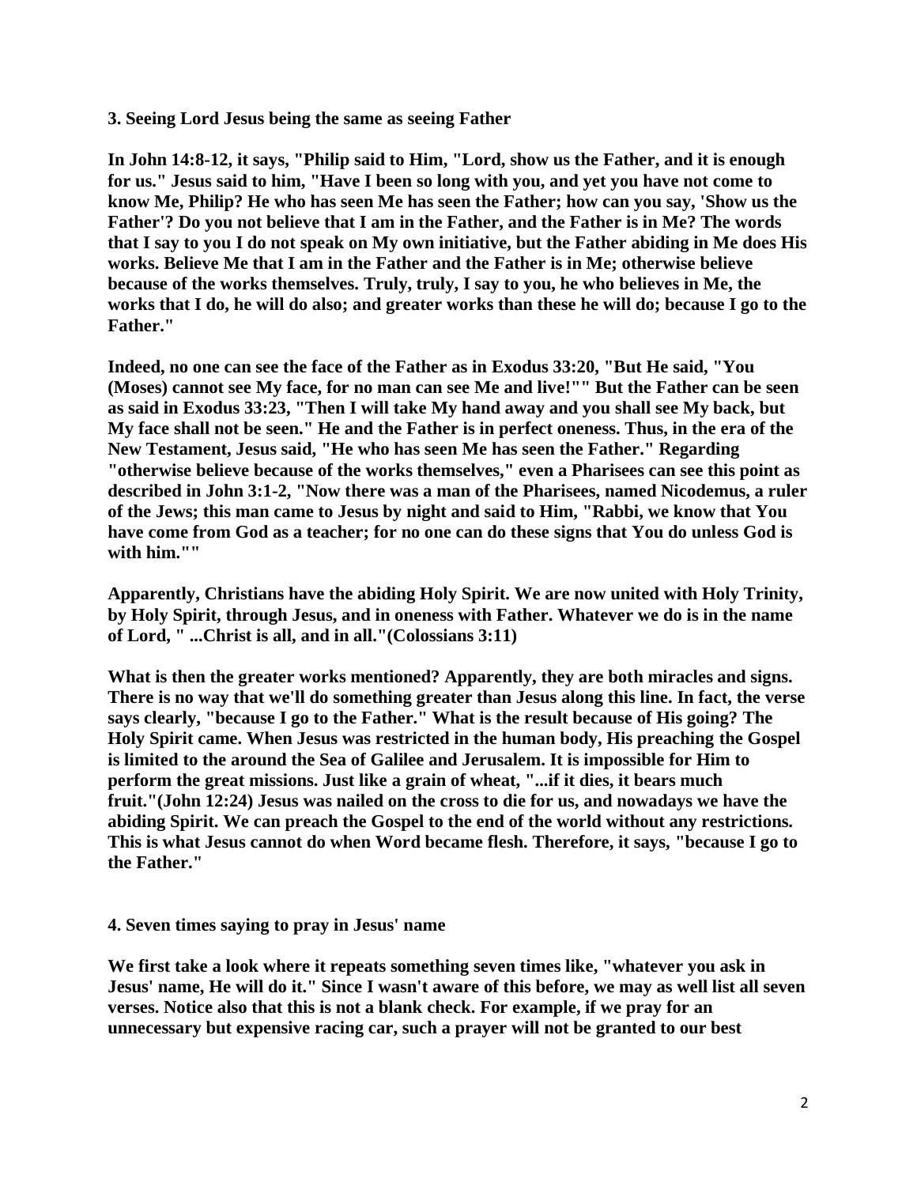**3. Seeing Lord Jesus being the same as seeing Father**

**In John 14:8-12, it says, "Philip said to Him, "Lord, show us the Father, and it is enough for us." Jesus said to him, "Have I been so long with you, and yet you have not come to know Me, Philip? He who has seen Me has seen the Father; how can you say, 'Show us the Father'? Do you not believe that I am in the Father, and the Father is in Me? The words that I say to you I do not speak on My own initiative, but the Father abiding in Me does His works. Believe Me that I am in the Father and the Father is in Me; otherwise believe because of the works themselves. Truly, truly, I say to you, he who believes in Me, the works that I do, he will do also; and greater works than these he will do; because I go to the Father."**

**Indeed, no one can see the face of the Father as in Exodus 33:20, "But He said, "You (Moses) cannot see My face, for no man can see Me and live!"" But the Father can be seen as said in Exodus 33:23, "Then I will take My hand away and you shall see My back, but My face shall not be seen." He and the Father is in perfect oneness. Thus, in the era of the New Testament, Jesus said, "He who has seen Me has seen the Father." Regarding "otherwise believe because of the works themselves," even a Pharisees can see this point as described in John 3:1-2, "Now there was a man of the Pharisees, named Nicodemus, a ruler of the Jews; this man came to Jesus by night and said to Him, "Rabbi, we know that You have come from God as a teacher; for no one can do these signs that You do unless God is with him.""**

**Apparently, Christians have the abiding Holy Spirit. We are now united with Holy Trinity, by Holy Spirit, through Jesus, and in oneness with Father. Whatever we do is in the name of Lord, " ...Christ is all, and in all."(Colossians 3:11)**

**What is then the greater works mentioned? Apparently, they are both miracles and signs. There is no way that we'll do something greater than Jesus along this line. In fact, the verse says clearly, "because I go to the Father." What is the result because of His going? The Holy Spirit came. When Jesus was restricted in the human body, His preaching the Gospel is limited to the around the Sea of Galilee and Jerusalem. It is impossible for Him to perform the great missions. Just like a grain of wheat, "...if it dies, it bears much fruit."(John 12:24) Jesus was nailed on the cross to die for us, and nowadays we have the abiding Spirit. We can preach the Gospel to the end of the world without any restrictions. This is what Jesus cannot do when Word became flesh. Therefore, it says, "because I go to the Father."**

**4. Seven times saying to pray in Jesus' name**

**We first take a look where it repeats something seven times like, "whatever you ask in Jesus' name, He will do it." Since I wasn't aware of this before, we may as well list all seven verses. Notice also that this is not a blank check. For example, if we pray for an unnecessary but expensive racing car, such a prayer will not be granted to our best**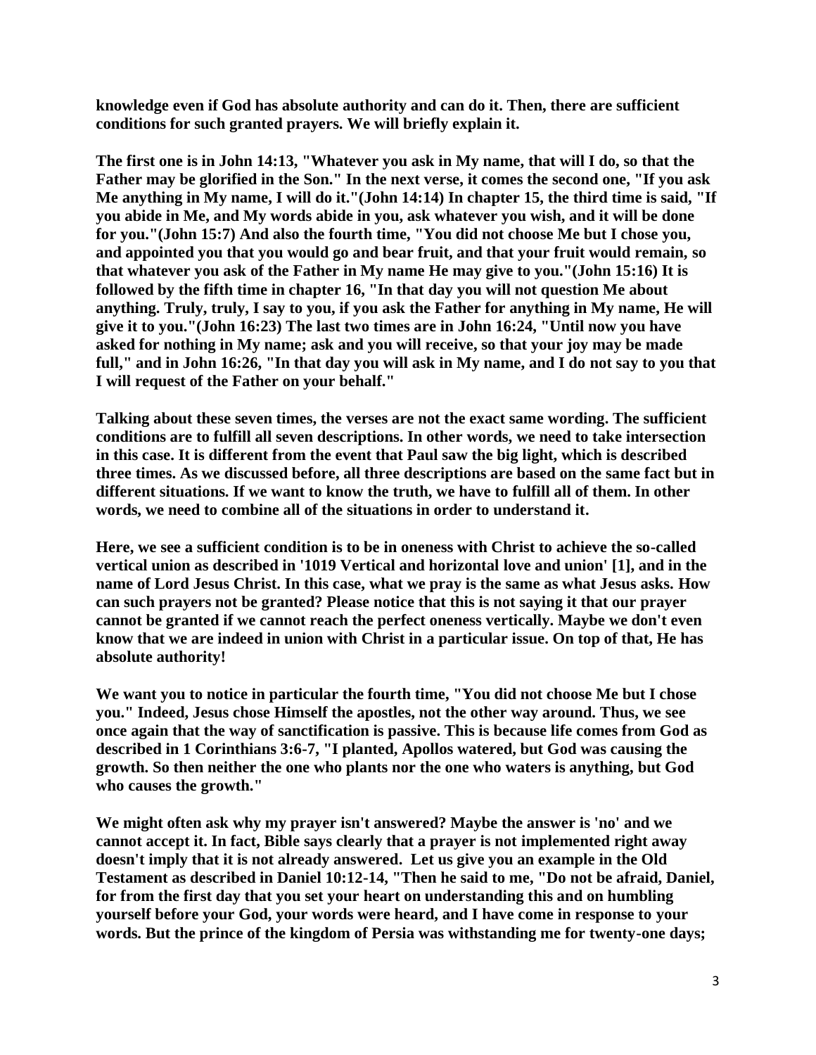**knowledge even if God has absolute authority and can do it. Then, there are sufficient conditions for such granted prayers. We will briefly explain it.**

**The first one is in John 14:13, "Whatever you ask in My name, that will I do, so that the Father may be glorified in the Son." In the next verse, it comes the second one, "If you ask Me anything in My name, I will do it."(John 14:14) In chapter 15, the third time is said, "If you abide in Me, and My words abide in you, ask whatever you wish, and it will be done for you."(John 15:7) And also the fourth time, "You did not choose Me but I chose you, and appointed you that you would go and bear fruit, and that your fruit would remain, so that whatever you ask of the Father in My name He may give to you."(John 15:16) It is followed by the fifth time in chapter 16, "In that day you will not question Me about anything. Truly, truly, I say to you, if you ask the Father for anything in My name, He will give it to you."(John 16:23) The last two times are in John 16:24, "Until now you have asked for nothing in My name; ask and you will receive, so that your joy may be made full," and in John 16:26, "In that day you will ask in My name, and I do not say to you that I will request of the Father on your behalf."**

**Talking about these seven times, the verses are not the exact same wording. The sufficient conditions are to fulfill all seven descriptions. In other words, we need to take intersection in this case. It is different from the event that Paul saw the big light, which is described three times. As we discussed before, all three descriptions are based on the same fact but in different situations. If we want to know the truth, we have to fulfill all of them. In other words, we need to combine all of the situations in order to understand it.**

**Here, we see a sufficient condition is to be in oneness with Christ to achieve the so-called vertical union as described in '1019 Vertical and horizontal love and union' [1], and in the name of Lord Jesus Christ. In this case, what we pray is the same as what Jesus asks. How can such prayers not be granted? Please notice that this is not saying it that our prayer cannot be granted if we cannot reach the perfect oneness vertically. Maybe we don't even know that we are indeed in union with Christ in a particular issue. On top of that, He has absolute authority!**

**We want you to notice in particular the fourth time, "You did not choose Me but I chose you." Indeed, Jesus chose Himself the apostles, not the other way around. Thus, we see once again that the way of sanctification is passive. This is because life comes from God as described in 1 Corinthians 3:6-7, "I planted, Apollos watered, but God was causing the growth. So then neither the one who plants nor the one who waters is anything, but God who causes the growth."**

**We might often ask why my prayer isn't answered? Maybe the answer is 'no' and we cannot accept it. In fact, Bible says clearly that a prayer is not implemented right away doesn't imply that it is not already answered. Let us give you an example in the Old Testament as described in Daniel 10:12-14, "Then he said to me, "Do not be afraid, Daniel, for from the first day that you set your heart on understanding this and on humbling yourself before your God, your words were heard, and I have come in response to your words. But the prince of the kingdom of Persia was withstanding me for twenty-one days;**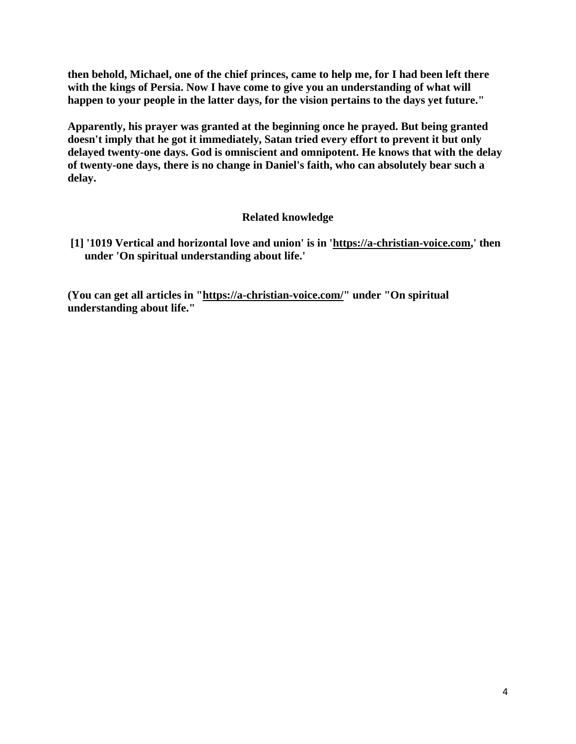**then behold, Michael, one of the chief princes, came to help me, for I had been left there with the kings of Persia. Now I have come to give you an understanding of what will happen to your people in the latter days, for the vision pertains to the days yet future."**

**Apparently, his prayer was granted at the beginning once he prayed. But being granted doesn't imply that he got it immediately, Satan tried every effort to prevent it but only delayed twenty-one days. God is omniscient and omnipotent. He knows that with the delay of twenty-one days, there is no change in Daniel's faith, who can absolutely bear such a delay.**

**Related knowledge**

**[1] '1019 Vertical and horizontal love and union' is in 'https://a-christian-voice.com,' then under 'On spiritual understanding about life.'**

**(You can get all articles in "https://a-christian-voice.com/" under "On spiritual understanding about life."**